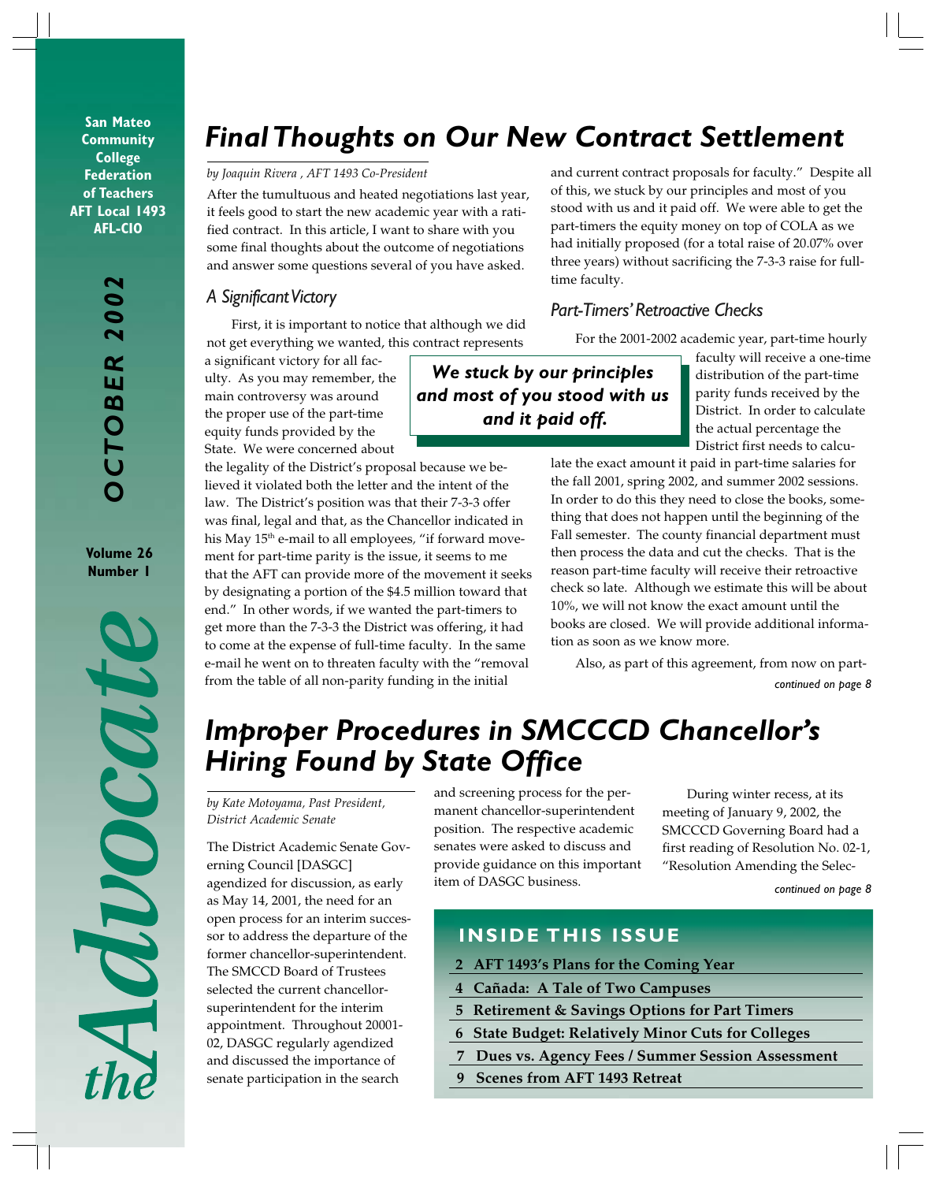San Mateo Community College Federation of Teachers
AFT Local 1493
AFL-CIO

OCTOBER 2002

Volume 26
Number 1

# the Advocate

## Final Thoughts on Our New Contract Settlement

*by Joaquin Rivera , AFT 1493 Co-President*

After the tumultuous and heated negotiations last year, it feels good to start the new academic year with a ratified contract. In this article, I want to share with you some final thoughts about the outcome of negotiations and answer some questions several of you have asked.

### A Significant Victory

First, it is important to notice that although we did not get everything we wanted, this contract represents a significant victory for all faculty. As you may remember, the main controversy was around the proper use of the part-time equity funds provided by the State. We were concerned about the legality of the District's proposal because we believed it violated both the letter and the intent of the law. The District's position was that their 7-3-3 offer was final, legal and that, as the Chancellor indicated in his May 15th e-mail to all employees, "if forward movement for part-time parity is the issue, it seems to me that the AFT can provide more of the movement it seeks by designating a portion of the $4.5 million toward that end." In other words, if we wanted the part-timers to get more than the 7-3-3 the District was offering, it had to come at the expense of full-time faculty. In the same e-mail he went on to threaten faculty with the "removal from the table of all non-parity funding in the initial and current contract proposals for faculty." Despite all of this, we stuck by our principles and most of you stood with us and it paid off. We were able to get the part-timers the equity money on top of COLA as we had initially proposed (for a total raise of 20.07% over three years) without sacrificing the 7-3-3 raise for full-time faculty.

> ***We stuck by our principles and most of you stood with us and it paid off.***

### Part-Timers' Retroactive Checks

For the 2001-2002 academic year, part-time hourly faculty will receive a one-time distribution of the part-time parity funds received by the District. In order to calculate the actual percentage the District first needs to calculate the exact amount it paid in part-time salaries for the fall 2001, spring 2002, and summer 2002 sessions. In order to do this they need to close the books, something that does not happen until the beginning of the Fall semester. The county financial department must then process the data and cut the checks. That is the reason part-time faculty will receive their retroactive check so late. Although we estimate this will be about 10%, we will not know the exact amount until the books are closed. We will provide additional information as soon as we know more.

Also, as part of this agreement, from now on part-

*continued on page 8*

## Improper Procedures in SMCCCD Chancellor's Hiring Found by State Office

*by Kate Motoyama, Past President, District Academic Senate*

The District Academic Senate Governing Council [DASGC] agendized for discussion, as early as May 14, 2001, the need for an open process for an interim successor to address the departure of the former chancellor-superintendent. The SMCCD Board of Trustees selected the current chancellor-superintendent for the interim appointment. Throughout 20001-02, DASGC regularly agendized and discussed the importance of senate participation in the search and screening process for the permanent chancellor-superintendent position. The respective academic senates were asked to discuss and provide guidance on this important item of DASGC business.

During winter recess, at its meeting of January 9, 2002, the SMCCCD Governing Board had a first reading of Resolution No. 02-1, "Resolution Amending the Selec-

*continued on page 8*

### INSIDE THIS ISSUE

- **2** AFT 1493's Plans for the Coming Year
- **4** Cañada: A Tale of Two Campuses
- **5** Retirement & Savings Options for Part Timers
- **6** State Budget: Relatively Minor Cuts for Colleges
- **7** Dues vs. Agency Fees / Summer Session Assessment
- **9** Scenes from AFT 1493 Retreat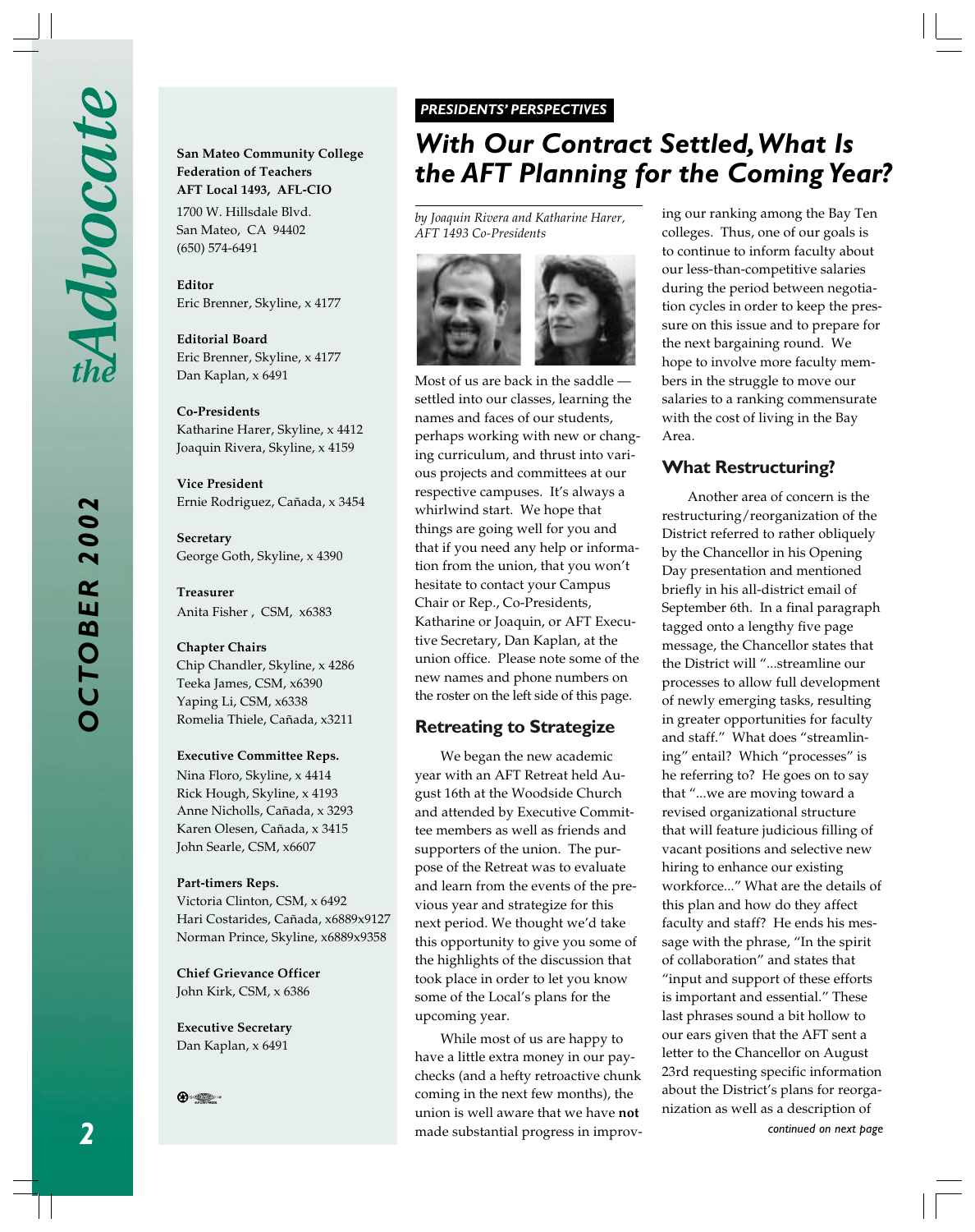**San Mateo Community College Federation of Teachers**
**AFT Local 1493, AFL-CIO**
1700 W. Hillsdale Blvd.
San Mateo, CA 94402
(650) 574-6491

**Editor**
Eric Brenner, Skyline, x 4177

**Editorial Board**
Eric Brenner, Skyline, x 4177
Dan Kaplan, x 6491

**Co-Presidents**
Katharine Harer, Skyline, x 4412
Joaquin Rivera, Skyline, x 4159

**Vice President**
Ernie Rodriguez, Cañada, x 3454

**Secretary**
George Goth, Skyline, x 4390

**Treasurer**
Anita Fisher, CSM, x6383

**Chapter Chairs**
Chip Chandler, Skyline, x 4286
Teeka James, CSM, x6390
Yaping Li, CSM, x6338
Romelia Thiele, Cañada, x3211

**Executive Committee Reps.**
Nina Floro, Skyline, x 4414
Rick Hough, Skyline, x 4193
Anne Nicholls, Cañada, x 3293
Karen Olesen, Cañada, x 3415
John Searle, CSM, x6607

**Part-timers Reps.**
Victoria Clinton, CSM, x 6492
Hari Costarides, Cañada, x6889x9127
Norman Prince, Skyline, x6889x9358

**Chief Grievance Officer**
John Kirk, CSM, x 6386

**Executive Secretary**
Dan Kaplan, x 6491

***PRESIDENTS' PERSPECTIVES***

# *With Our Contract Settled, What Is the AFT Planning for the Coming Year?*

*by Joaquin Rivera and Katharine Harer, AFT 1493 Co-Presidents*

Most of us are back in the saddle — settled into our classes, learning the names and faces of our students, perhaps working with new or changing curriculum, and thrust into various projects and committees at our respective campuses. It's always a whirlwind start. We hope that things are going well for you and that if you need any help or information from the union, that you won't hesitate to contact your Campus Chair or Rep., Co-Presidents, Katharine or Joaquin, or AFT Executive Secretary, Dan Kaplan, at the union office. Please note some of the new names and phone numbers on the roster on the left side of this page.

## Retreating to Strategize

We began the new academic year with an AFT Retreat held August 16th at the Woodside Church and attended by Executive Committee members as well as friends and supporters of the union. The purpose of the Retreat was to evaluate and learn from the events of the previous year and strategize for this next period. We thought we'd take this opportunity to give you some of the highlights of the discussion that took place in order to let you know some of the Local's plans for the upcoming year.

While most of us are happy to have a little extra money in our paychecks (and a hefty retroactive chunk coming in the next few months), the union is well aware that we have **not** made substantial progress in improving our ranking among the Bay Ten colleges. Thus, one of our goals is to continue to inform faculty about our less-than-competitive salaries during the period between negotiation cycles in order to keep the pressure on this issue and to prepare for the next bargaining round. We hope to involve more faculty members in the struggle to move our salaries to a ranking commensurate with the cost of living in the Bay Area.

## What Restructuring?

Another area of concern is the restructuring/reorganization of the District referred to rather obliquely by the Chancellor in his Opening Day presentation and mentioned briefly in his all-district email of September 6th. In a final paragraph tagged onto a lengthy five page message, the Chancellor states that the District will "...streamline our processes to allow full development of newly emerging tasks, resulting in greater opportunities for faculty and staff." What does "streamlining" entail? Which "processes" is he referring to? He goes on to say that "...we are moving toward a revised organizational structure that will feature judicious filling of vacant positions and selective new hiring to enhance our existing workforce..." What are the details of this plan and how do they affect faculty and staff? He ends his message with the phrase, "In the spirit of collaboration" and states that "input and support of these efforts is important and essential." These last phrases sound a bit hollow to our ears given that the AFT sent a letter to the Chancellor on August 23rd requesting specific information about the District's plans for reorganization as well as a description of

*continued on next page*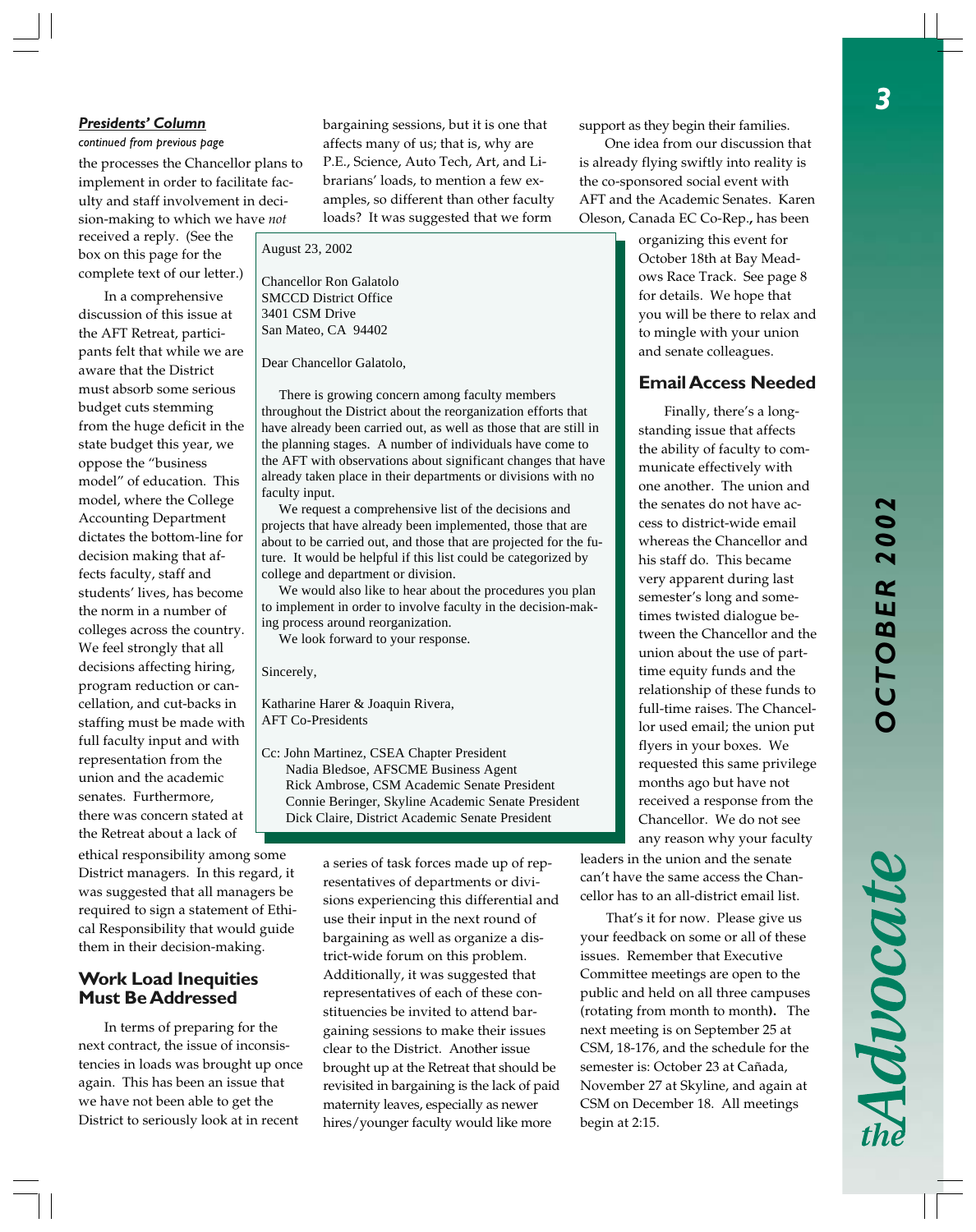***Presidents' Column***

*continued from previous page*

the processes the Chancellor plans to implement in order to facilitate faculty and staff involvement in decision-making to which we have *not* received a reply. (See the box on this page for the complete text of our letter.)

In a comprehensive discussion of this issue at the AFT Retreat, participants felt that while we are aware that the District must absorb some serious budget cuts stemming from the huge deficit in the state budget this year, we oppose the "business model" of education. This model, where the College Accounting Department dictates the bottom-line for decision making that affects faculty, staff and students' lives, has become the norm in a number of colleges across the country. We feel strongly that all decisions affecting hiring, program reduction or cancellation, and cut-backs in staffing must be made with full faculty input and with representation from the union and the academic senates. Furthermore, there was concern stated at the Retreat about a lack of ethical responsibility among some District managers. In this regard, it was suggested that all managers be required to sign a statement of Ethical Responsibility that would guide them in their decision-making.

> August 23, 2002
>
> Chancellor Ron Galatolo
> SMCCD District Office
> 3401 CSM Drive
> San Mateo, CA 94402
>
> Dear Chancellor Galatolo,
>
> There is growing concern among faculty members throughout the District about the reorganization efforts that have already been carried out, as well as those that are still in the planning stages. A number of individuals have come to the AFT with observations about significant changes that have already taken place in their departments or divisions with no faculty input.
>
> We request a comprehensive list of the decisions and projects that have already been implemented, those that are about to be carried out, and those that are projected for the future. It would be helpful if this list could be categorized by college and department or division.
>
> We would also like to hear about the procedures you plan to implement in order to involve faculty in the decision-making process around reorganization.
>
> We look forward to your response.
>
> Sincerely,
>
> Katharine Harer & Joaquin Rivera,
> AFT Co-Presidents
>
> Cc: John Martinez, CSEA Chapter President
> Nadia Bledsoe, AFSCME Business Agent
> Rick Ambrose, CSM Academic Senate President
> Connie Beringer, Skyline Academic Senate President
> Dick Claire, District Academic Senate President

## Work Load Inequities Must Be Addressed

In terms of preparing for the next contract, the issue of inconsistencies in loads was brought up once again. This has been an issue that we have not been able to get the District to seriously look at in recent bargaining sessions, but it is one that affects many of us; that is, why are P.E., Science, Auto Tech, Art, and Librarians' loads, to mention a few examples, so different than other faculty loads? It was suggested that we form a series of task forces made up of representatives of departments or divisions experiencing this differential and use their input in the next round of bargaining as well as organize a district-wide forum on this problem. Additionally, it was suggested that representatives of each of these constituencies be invited to attend bargaining sessions to make their issues clear to the District. Another issue brought up at the Retreat that should be revisited in bargaining is the lack of paid maternity leaves, especially as newer hires/younger faculty would like more support as they begin their families.

One idea from our discussion that is already flying swiftly into reality is the co-sponsored social event with AFT and the Academic Senates. Karen Oleson, Canada EC Co-Rep., has been organizing this event for October 18th at Bay Meadows Race Track. See page 8 for details. We hope that you will be there to relax and to mingle with your union and senate colleagues.

## Email Access Needed

Finally, there's a long-standing issue that affects the ability of faculty to communicate effectively with one another. The union and the senates do not have access to district-wide email whereas the Chancellor and his staff do. This became very apparent during last semester's long and sometimes twisted dialogue between the Chancellor and the union about the use of part-time equity funds and the relationship of these funds to full-time raises. The Chancellor used email; the union put flyers in your boxes. We requested this same privilege months ago but have not received a response from the Chancellor. We do not see any reason why your faculty leaders in the union and the senate can't have the same access the Chancellor has to an all-district email list.

That's it for now. Please give us your feedback on some or all of these issues. Remember that Executive Committee meetings are open to the public and held on all three campuses (rotating from month to month). The next meeting is on September 25 at CSM, 18-176, and the schedule for the semester is: October 23 at Cañada, November 27 at Skyline, and again at CSM on December 18. All meetings begin at 2:15.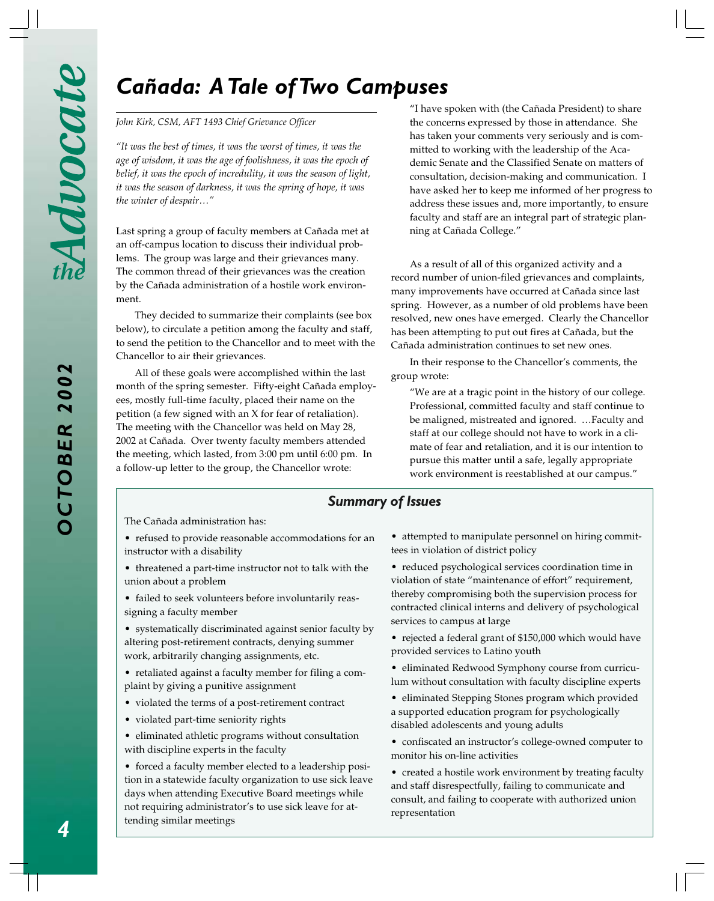# Cañada: A Tale of Two Campuses

*John Kirk, CSM, AFT 1493 Chief Grievance Officer*

*"It was the best of times, it was the worst of times, it was the age of wisdom, it was the age of foolishness, it was the epoch of belief, it was the epoch of incredulity, it was the season of light, it was the season of darkness, it was the spring of hope, it was the winter of despair…"*

Last spring a group of faculty members at Cañada met at an off-campus location to discuss their individual problems. The group was large and their grievances many. The common thread of their grievances was the creation by the Cañada administration of a hostile work environment.

They decided to summarize their complaints (see box below), to circulate a petition among the faculty and staff, to send the petition to the Chancellor and to meet with the Chancellor to air their grievances.

All of these goals were accomplished within the last month of the spring semester. Fifty-eight Cañada employees, mostly full-time faculty, placed their name on the petition (a few signed with an X for fear of retaliation). The meeting with the Chancellor was held on May 28, 2002 at Cañada. Over twenty faculty members attended the meeting, which lasted, from 3:00 pm until 6:00 pm. In a follow-up letter to the group, the Chancellor wrote:

> "I have spoken with (the Cañada President) to share the concerns expressed by those in attendance. She has taken your comments very seriously and is committed to working with the leadership of the Academic Senate and the Classified Senate on matters of consultation, decision-making and communication. I have asked her to keep me informed of her progress to address these issues and, more importantly, to ensure faculty and staff are an integral part of strategic planning at Cañada College."

As a result of all of this organized activity and a record number of union-filed grievances and complaints, many improvements have occurred at Cañada since last spring. However, as a number of old problems have been resolved, new ones have emerged. Clearly the Chancellor has been attempting to put out fires at Cañada, but the Cañada administration continues to set new ones.

In their response to the Chancellor's comments, the group wrote:

> "We are at a tragic point in the history of our college. Professional, committed faculty and staff continue to be maligned, mistreated and ignored. …Faculty and staff at our college should not have to work in a climate of fear and retaliation, and it is our intention to pursue this matter until a safe, legally appropriate work environment is reestablished at our campus."

## Summary of Issues

The Cañada administration has:

- refused to provide reasonable accommodations for an instructor with a disability
- threatened a part-time instructor not to talk with the union about a problem
- failed to seek volunteers before involuntarily reassigning a faculty member
- systematically discriminated against senior faculty by altering post-retirement contracts, denying summer work, arbitrarily changing assignments, etc.
- retaliated against a faculty member for filing a complaint by giving a punitive assignment
- violated the terms of a post-retirement contract
- violated part-time seniority rights
- eliminated athletic programs without consultation with discipline experts in the faculty
- forced a faculty member elected to a leadership position in a statewide faculty organization to use sick leave days when attending Executive Board meetings while not requiring administrator's to use sick leave for attending similar meetings
- attempted to manipulate personnel on hiring committees in violation of district policy
- reduced psychological services coordination time in violation of state "maintenance of effort" requirement, thereby compromising both the supervision process for contracted clinical interns and delivery of psychological services to campus at large
- rejected a federal grant of $150,000 which would have provided services to Latino youth
- eliminated Redwood Symphony course from curriculum without consultation with faculty discipline experts
- eliminated Stepping Stones program which provided a supported education program for psychologically disabled adolescents and young adults
- confiscated an instructor's college-owned computer to monitor his on-line activities
- created a hostile work environment by treating faculty and staff disrespectfully, failing to communicate and consult, and failing to cooperate with authorized union representation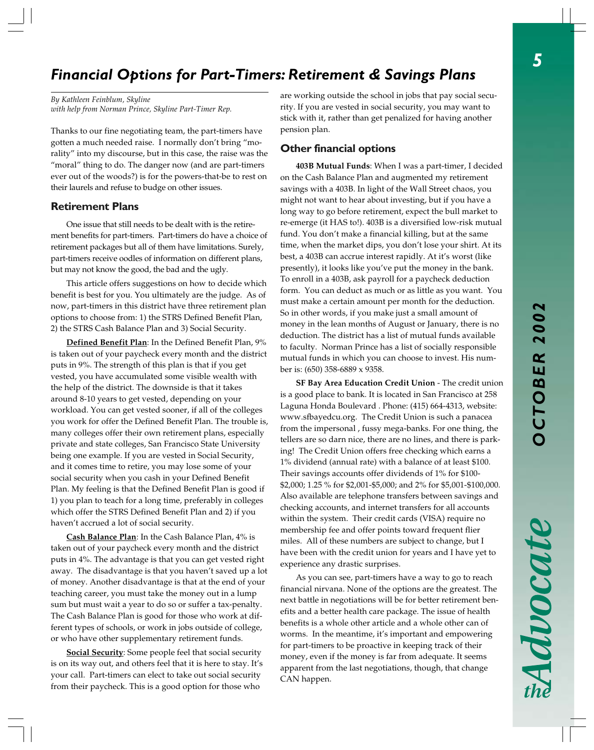# Financial Options for Part-Timers: Retirement & Savings Plans

*By Kathleen Feinblum, Skyline*
*with help from Norman Prince, Skyline Part-Timer Rep.*

Thanks to our fine negotiating team, the part-timers have gotten a much needed raise. I normally don't bring "morality" into my discourse, but in this case, the raise was the "moral" thing to do. The danger now (and are part-timers ever out of the woods?) is for the powers-that-be to rest on their laurels and refuse to budge on other issues.

## Retirement Plans

One issue that still needs to be dealt with is the retirement benefits for part-timers. Part-timers do have a choice of retirement packages but all of them have limitations. Surely, part-timers receive oodles of information on different plans, but may not know the good, the bad and the ugly.

This article offers suggestions on how to decide which benefit is best for you. You ultimately are the judge. As of now, part-timers in this district have three retirement plan options to choose from: 1) the STRS Defined Benefit Plan, 2) the STRS Cash Balance Plan and 3) Social Security.

**Defined Benefit Plan**: In the Defined Benefit Plan, 9% is taken out of your paycheck every month and the district puts in 9%. The strength of this plan is that if you get vested, you have accumulated some visible wealth with the help of the district. The downside is that it takes around 8-10 years to get vested, depending on your workload. You can get vested sooner, if all of the colleges you work for offer the Defined Benefit Plan. The trouble is, many colleges offer their own retirement plans, especially private and state colleges, San Francisco State University being one example. If you are vested in Social Security, and it comes time to retire, you may lose some of your social security when you cash in your Defined Benefit Plan. My feeling is that the Defined Benefit Plan is good if 1) you plan to teach for a long time, preferably in colleges which offer the STRS Defined Benefit Plan and 2) if you haven't accrued a lot of social security.

**Cash Balance Plan**: In the Cash Balance Plan, 4% is taken out of your paycheck every month and the district puts in 4%. The advantage is that you can get vested right away. The disadvantage is that you haven't saved up a lot of money. Another disadvantage is that at the end of your teaching career, you must take the money out in a lump sum but must wait a year to do so or suffer a tax-penalty. The Cash Balance Plan is good for those who work at different types of schools, or work in jobs outside of college, or who have other supplementary retirement funds.

**Social Security**: Some people feel that social security is on its way out, and others feel that it is here to stay. It's your call. Part-timers can elect to take out social security from their paycheck. This is a good option for those who are working outside the school in jobs that pay social security. If you are vested in social security, you may want to stick with it, rather than get penalized for having another pension plan.

## Other financial options

**403B Mutual Funds**: When I was a part-timer, I decided on the Cash Balance Plan and augmented my retirement savings with a 403B. In light of the Wall Street chaos, you might not want to hear about investing, but if you have a long way to go before retirement, expect the bull market to re-emerge (it HAS to!). 403B is a diversified low-risk mutual fund. You don't make a financial killing, but at the same time, when the market dips, you don't lose your shirt. At its best, a 403B can accrue interest rapidly. At it's worst (like presently), it looks like you've put the money in the bank. To enroll in a 403B, ask payroll for a paycheck deduction form. You can deduct as much or as little as you want. You must make a certain amount per month for the deduction. So in other words, if you make just a small amount of money in the lean months of August or January, there is no deduction. The district has a list of mutual funds available to faculty. Norman Prince has a list of socially responsible mutual funds in which you can choose to invest. His number is: (650) 358-6889 x 9358.

**SF Bay Area Education Credit Union** - The credit union is a good place to bank. It is located in San Francisco at 258 Laguna Honda Boulevard . Phone: (415) 664-4313, website: www.sfbayedcu.org. The Credit Union is such a panacea from the impersonal , fussy mega-banks. For one thing, the tellers are so darn nice, there are no lines, and there is parking! The Credit Union offers free checking which earns a 1% dividend (annual rate) with a balance of at least $100. Their savings accounts offer dividends of 1% for $100-$2,000; 1.25 % for $2,001-$5,000; and 2% for $5,001-$100,000. Also available are telephone transfers between savings and checking accounts, and internet transfers for all accounts within the system. Their credit cards (VISA) require no membership fee and offer points toward frequent flier miles. All of these numbers are subject to change, but I have been with the credit union for years and I have yet to experience any drastic surprises.

As you can see, part-timers have a way to go to reach financial nirvana. None of the options are the greatest. The next battle in negotiations will be for better retirement benefits and a better health care package. The issue of health benefits is a whole other article and a whole other can of worms. In the meantime, it's important and empowering for part-timers to be proactive in keeping track of their money, even if the money is far from adequate. It seems apparent from the last negotiations, though, that change CAN happen.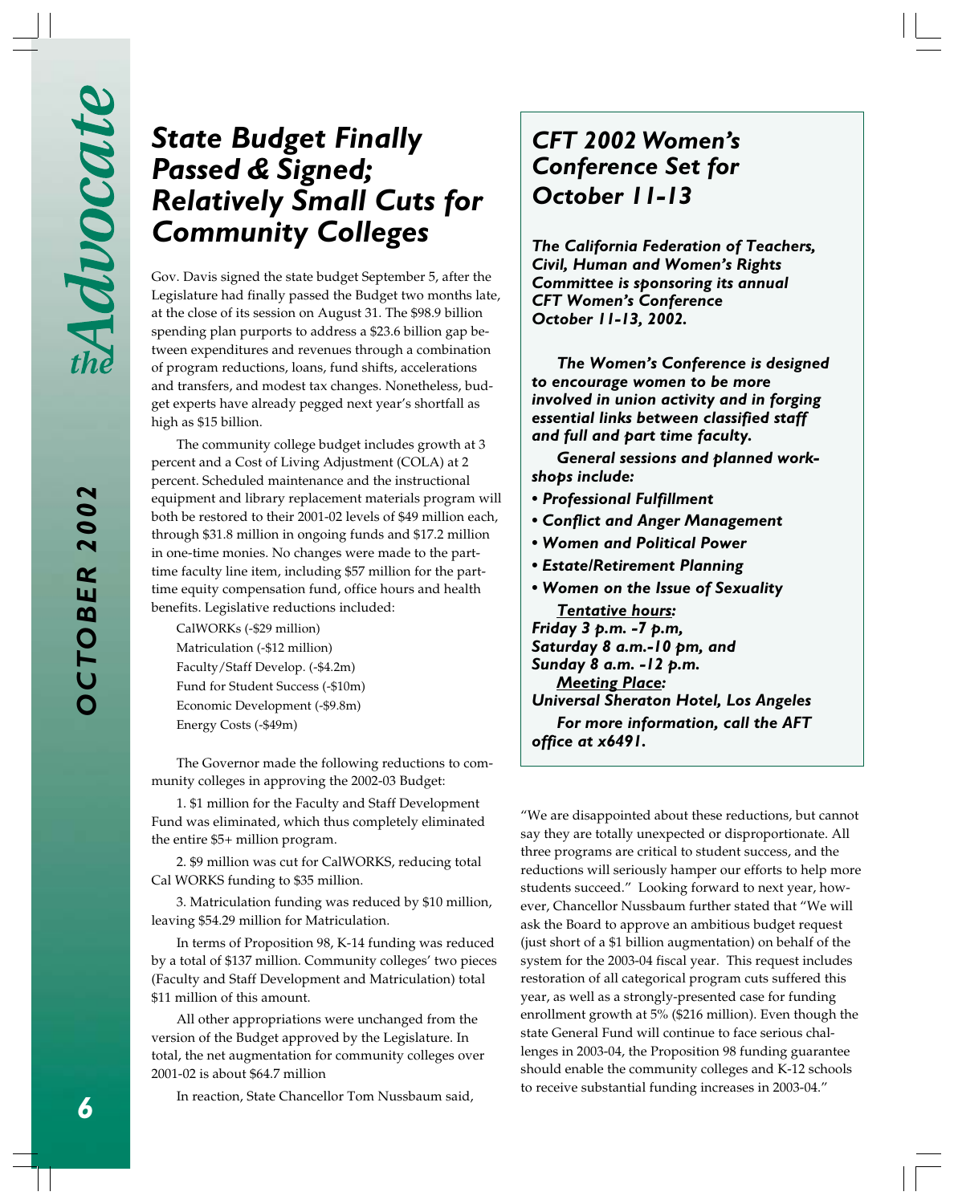# State Budget Finally Passed & Signed; Relatively Small Cuts for Community Colleges

Gov. Davis signed the state budget September 5, after the Legislature had finally passed the Budget two months late, at the close of its session on August 31. The $98.9 billion spending plan purports to address a $23.6 billion gap between expenditures and revenues through a combination of program reductions, loans, fund shifts, accelerations and transfers, and modest tax changes. Nonetheless, budget experts have already pegged next year's shortfall as high as $15 billion.

The community college budget includes growth at 3 percent and a Cost of Living Adjustment (COLA) at 2 percent. Scheduled maintenance and the instructional equipment and library replacement materials program will both be restored to their 2001-02 levels of $49 million each, through $31.8 million in ongoing funds and $17.2 million in one-time monies. No changes were made to the part-time faculty line item, including $57 million for the part-time equity compensation fund, office hours and health benefits. Legislative reductions included:

CalWORKs (-$29 million)
Matriculation (-$12 million)
Faculty/Staff Develop. (-$4.2m)
Fund for Student Success (-$10m)
Economic Development (-$9.8m)
Energy Costs (-$49m)

The Governor made the following reductions to community colleges in approving the 2002-03 Budget:

1. $1 million for the Faculty and Staff Development Fund was eliminated, which thus completely eliminated the entire $5+ million program.

2. $9 million was cut for CalWORKS, reducing total Cal WORKS funding to $35 million.

3. Matriculation funding was reduced by $10 million, leaving $54.29 million for Matriculation.

In terms of Proposition 98, K-14 funding was reduced by a total of $137 million. Community colleges' two pieces (Faculty and Staff Development and Matriculation) total $11 million of this amount.

All other appropriations were unchanged from the version of the Budget approved by the Legislature. In total, the net augmentation for community colleges over 2001-02 is about $64.7 million

In reaction, State Chancellor Tom Nussbaum said, "We are disappointed about these reductions, but cannot say they are totally unexpected or disproportionate. All three programs are critical to student success, and the reductions will seriously hamper our efforts to help more students succeed." Looking forward to next year, however, Chancellor Nussbaum further stated that "We will ask the Board to approve an ambitious budget request (just short of a $1 billion augmentation) on behalf of the system for the 2003-04 fiscal year. This request includes restoration of all categorical program cuts suffered this year, as well as a strongly-presented case for funding enrollment growth at 5% ($216 million). Even though the state General Fund will continue to face serious challenges in 2003-04, the Proposition 98 funding guarantee should enable the community colleges and K-12 schools to receive substantial funding increases in 2003-04."

## CFT 2002 Women's Conference Set for October 11-13

***The California Federation of Teachers, Civil, Human and Women's Rights Committee is sponsoring its annual CFT Women's Conference October 11-13, 2002.***

***The Women's Conference is designed to encourage women to be more involved in union activity and in forging essential links between classified staff and full and part time faculty.***

***General sessions and planned workshops include:***

- ***Professional Fulfillment***
- ***Conflict and Anger Management***
- ***Women and Political Power***
- ***Estate/Retirement Planning***
- ***Women on the Issue of Sexuality***

***Tentative hours:***
***Friday 3 p.m. -7 p.m,***
***Saturday 8 a.m.-10 pm, and***
***Sunday 8 a.m. -12 p.m.***

***Meeting Place:***
***Universal Sheraton Hotel, Los Angeles***

***For more information, call the AFT office at x6491.***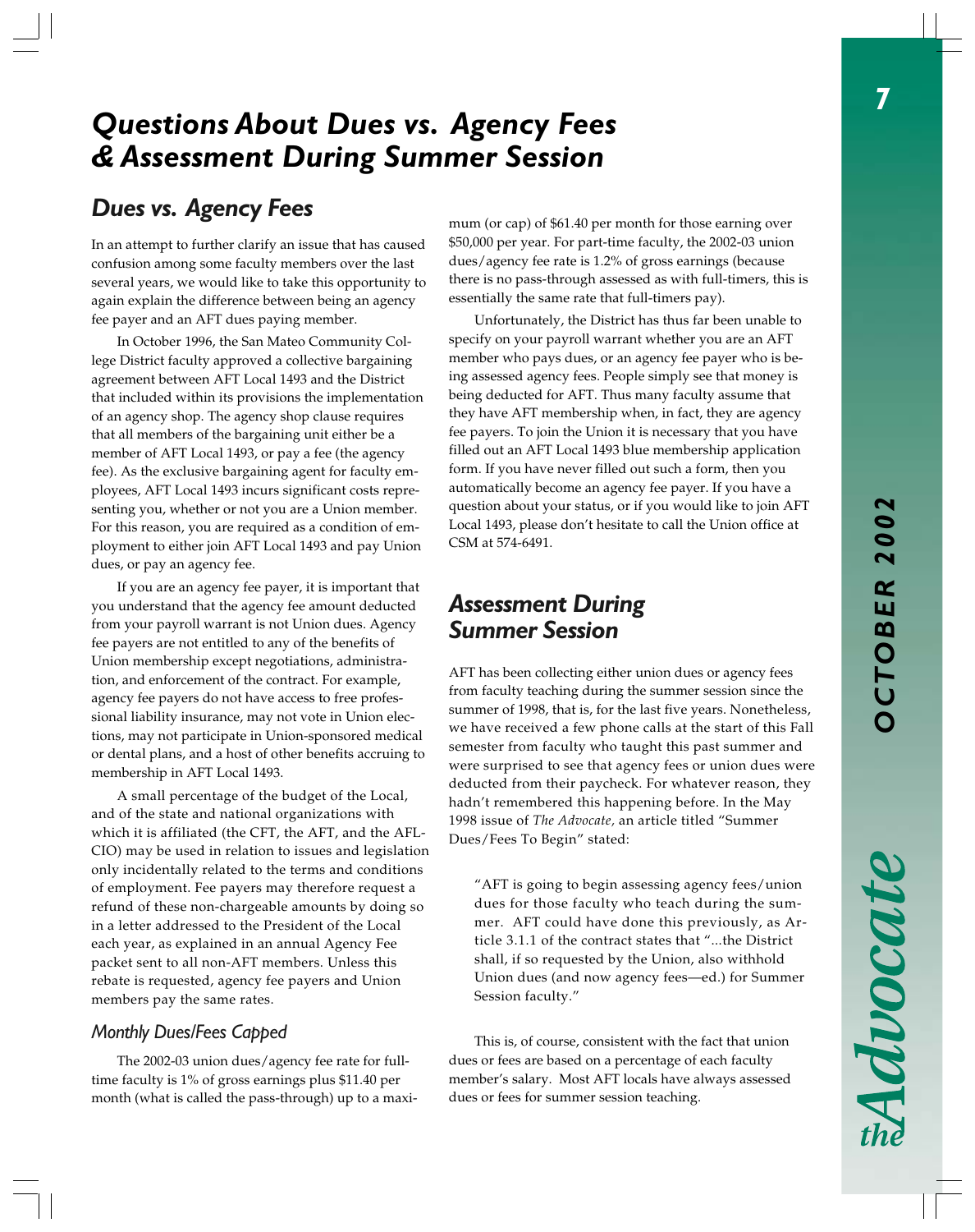# Questions About Dues vs. Agency Fees & Assessment During Summer Session

## Dues vs. Agency Fees

In an attempt to further clarify an issue that has caused confusion among some faculty members over the last several years, we would like to take this opportunity to again explain the difference between being an agency fee payer and an AFT dues paying member.

In October 1996, the San Mateo Community College District faculty approved a collective bargaining agreement between AFT Local 1493 and the District that included within its provisions the implementation of an agency shop. The agency shop clause requires that all members of the bargaining unit either be a member of AFT Local 1493, or pay a fee (the agency fee). As the exclusive bargaining agent for faculty employees, AFT Local 1493 incurs significant costs representing you, whether or not you are a Union member. For this reason, you are required as a condition of employment to either join AFT Local 1493 and pay Union dues, or pay an agency fee.

If you are an agency fee payer, it is important that you understand that the agency fee amount deducted from your payroll warrant is not Union dues. Agency fee payers are not entitled to any of the benefits of Union membership except negotiations, administration, and enforcement of the contract. For example, agency fee payers do not have access to free professional liability insurance, may not vote in Union elections, may not participate in Union-sponsored medical or dental plans, and a host of other benefits accruing to membership in AFT Local 1493.

A small percentage of the budget of the Local, and of the state and national organizations with which it is affiliated (the CFT, the AFT, and the AFL-CIO) may be used in relation to issues and legislation only incidentally related to the terms and conditions of employment. Fee payers may therefore request a refund of these non-chargeable amounts by doing so in a letter addressed to the President of the Local each year, as explained in an annual Agency Fee packet sent to all non-AFT members. Unless this rebate is requested, agency fee payers and Union members pay the same rates.

### Monthly Dues/Fees Capped

The 2002-03 union dues/agency fee rate for full-time faculty is 1% of gross earnings plus $11.40 per month (what is called the pass-through) up to a maximum (or cap) of $61.40 per month for those earning over $50,000 per year. For part-time faculty, the 2002-03 union dues/agency fee rate is 1.2% of gross earnings (because there is no pass-through assessed as with full-timers, this is essentially the same rate that full-timers pay).

Unfortunately, the District has thus far been unable to specify on your payroll warrant whether you are an AFT member who pays dues, or an agency fee payer who is being assessed agency fees. People simply see that money is being deducted for AFT. Thus many faculty assume that they have AFT membership when, in fact, they are agency fee payers. To join the Union it is necessary that you have filled out an AFT Local 1493 blue membership application form. If you have never filled out such a form, then you automatically become an agency fee payer. If you have a question about your status, or if you would like to join AFT Local 1493, please don't hesitate to call the Union office at CSM at 574-6491.

## Assessment During Summer Session

AFT has been collecting either union dues or agency fees from faculty teaching during the summer session since the summer of 1998, that is, for the last five years. Nonetheless, we have received a few phone calls at the start of this Fall semester from faculty who taught this past summer and were surprised to see that agency fees or union dues were deducted from their paycheck. For whatever reason, they hadn't remembered this happening before. In the May 1998 issue of *The Advocate,* an article titled "Summer Dues/Fees To Begin" stated:

> "AFT is going to begin assessing agency fees/union dues for those faculty who teach during the summer. AFT could have done this previously, as Article 3.1.1 of the contract states that "...the District shall, if so requested by the Union, also withhold Union dues (and now agency fees—ed.) for Summer Session faculty."

This is, of course, consistent with the fact that union dues or fees are based on a percentage of each faculty member's salary. Most AFT locals have always assessed dues or fees for summer session teaching.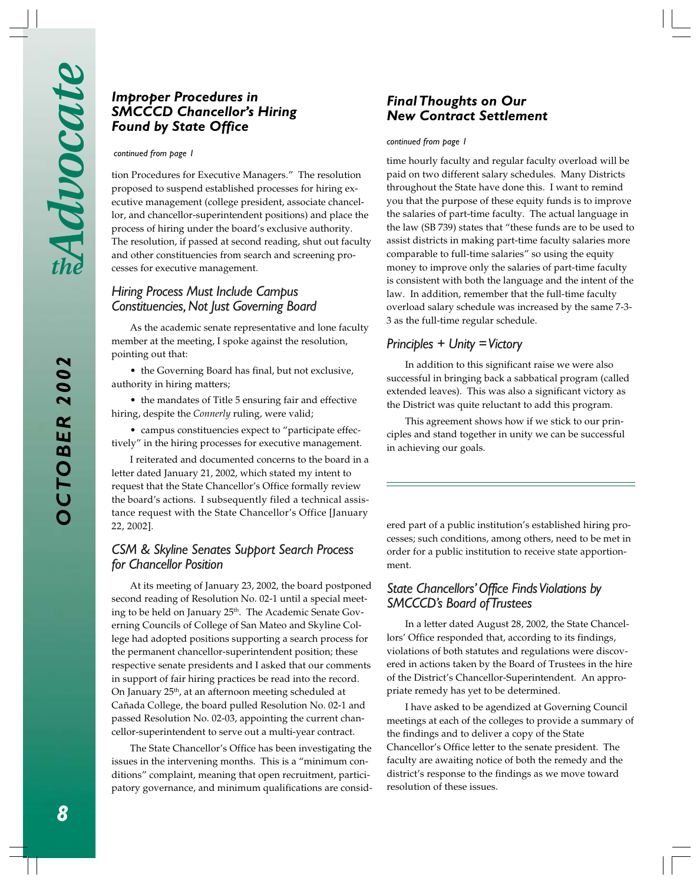## *Improper Procedures in SMCCCD Chancellor's Hiring Found by State Office*

*continued from page 1*

tion Procedures for Executive Managers." The resolution proposed to suspend established processes for hiring executive management (college president, associate chancellor, and chancellor-superintendent positions) and place the process of hiring under the board's exclusive authority. The resolution, if passed at second reading, shut out faculty and other constituencies from search and screening processes for executive management.

### *Hiring Process Must Include Campus Constituencies, Not Just Governing Board*

As the academic senate representative and lone faculty member at the meeting, I spoke against the resolution, pointing out that:

- the Governing Board has final, but not exclusive, authority in hiring matters;
- the mandates of Title 5 ensuring fair and effective hiring, despite the *Connerly* ruling, were valid;
- campus constituencies expect to "participate effectively" in the hiring processes for executive management.

I reiterated and documented concerns to the board in a letter dated January 21, 2002, which stated my intent to request that the State Chancellor's Office formally review the board's actions. I subsequently filed a technical assistance request with the State Chancellor's Office [January 22, 2002].

### *CSM & Skyline Senates Support Search Process for Chancellor Position*

At its meeting of January 23, 2002, the board postponed second reading of Resolution No. 02-1 until a special meeting to be held on January 25th. The Academic Senate Governing Councils of College of San Mateo and Skyline College had adopted positions supporting a search process for the permanent chancellor-superintendent position; these respective senate presidents and I asked that our comments in support of fair hiring practices be read into the record. On January 25th, at an afternoon meeting scheduled at Cañada College, the board pulled Resolution No. 02-1 and passed Resolution No. 02-03, appointing the current chancellor-superintendent to serve out a multi-year contract.

The State Chancellor's Office has been investigating the issues in the intervening months. This is a "minimum conditions" complaint, meaning that open recruitment, participatory governance, and minimum qualifications are considered part of a public institution's established hiring processes; such conditions, among others, need to be met in order for a public institution to receive state apportionment.

### *State Chancellors' Office Finds Violations by SMCCCD's Board of Trustees*

In a letter dated August 28, 2002, the State Chancellors' Office responded that, according to its findings, violations of both statutes and regulations were discovered in actions taken by the Board of Trustees in the hire of the District's Chancellor-Superintendent. An appropriate remedy has yet to be determined.

I have asked to be agendized at Governing Council meetings at each of the colleges to provide a summary of the findings and to deliver a copy of the State Chancellor's Office letter to the senate president. The faculty are awaiting notice of both the remedy and the district's response to the findings as we move toward resolution of these issues.

## *Final Thoughts on Our New Contract Settlement*

*continued from page 1*

time hourly faculty and regular faculty overload will be paid on two different salary schedules. Many Districts throughout the State have done this. I want to remind you that the purpose of these equity funds is to improve the salaries of part-time faculty. The actual language in the law (SB 739) states that "these funds are to be used to assist districts in making part-time faculty salaries more comparable to full-time salaries" so using the equity money to improve only the salaries of part-time faculty is consistent with both the language and the intent of the law. In addition, remember that the full-time faculty overload salary schedule was increased by the same 7-3-3 as the full-time regular schedule.

### *Principles + Unity = Victory*

In addition to this significant raise we were also successful in bringing back a sabbatical program (called extended leaves). This was also a significant victory as the District was quite reluctant to add this program.

This agreement shows how if we stick to our principles and stand together in unity we can be successful in achieving our goals.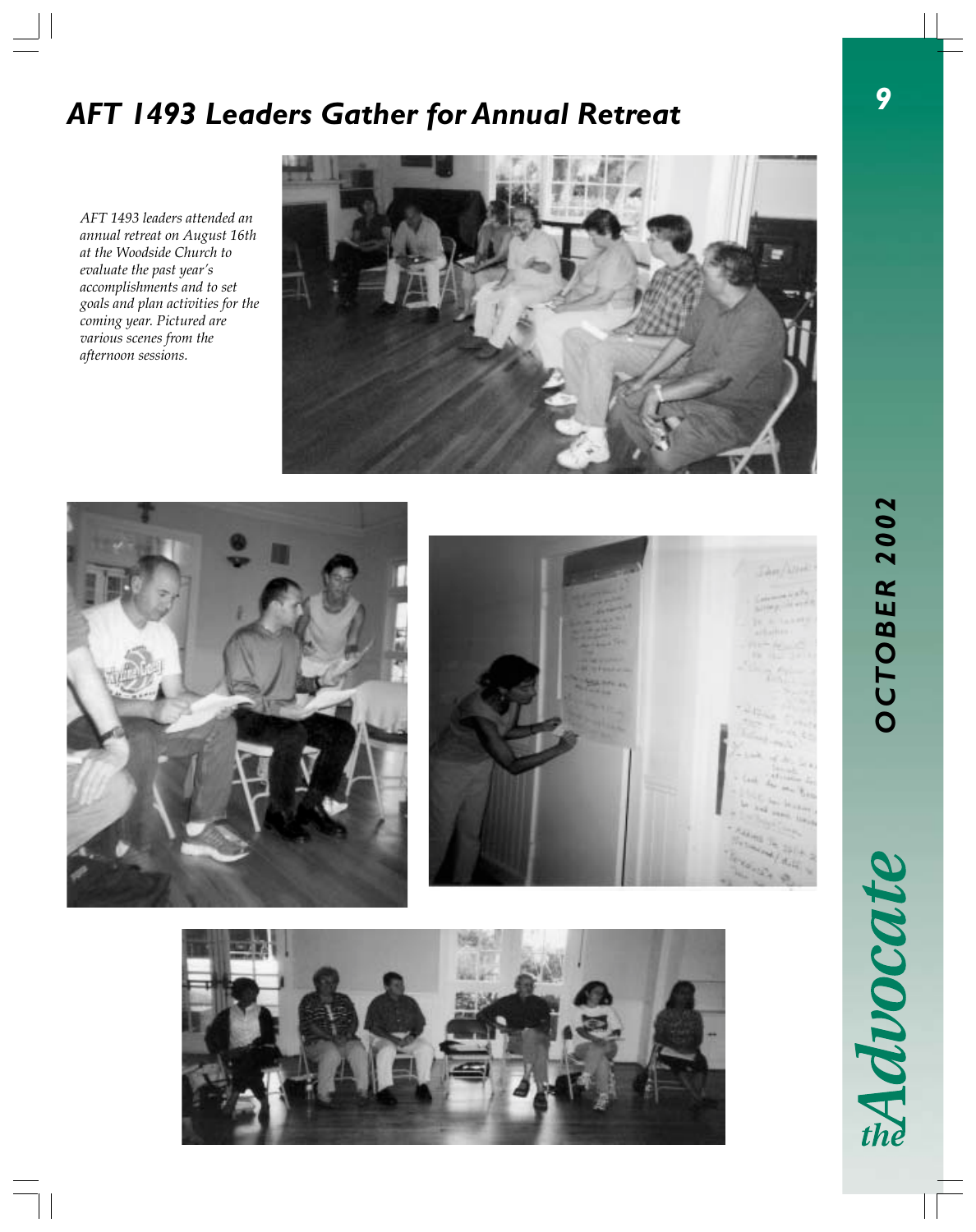## AFT 1493 Leaders Gather for Annual Retreat

*AFT 1493 leaders attended an annual retreat on August 16th at the Woodside Church to evaluate the past year's accomplishments and to set goals and plan activities for the coming year. Pictured are various scenes from the afternoon sessions.*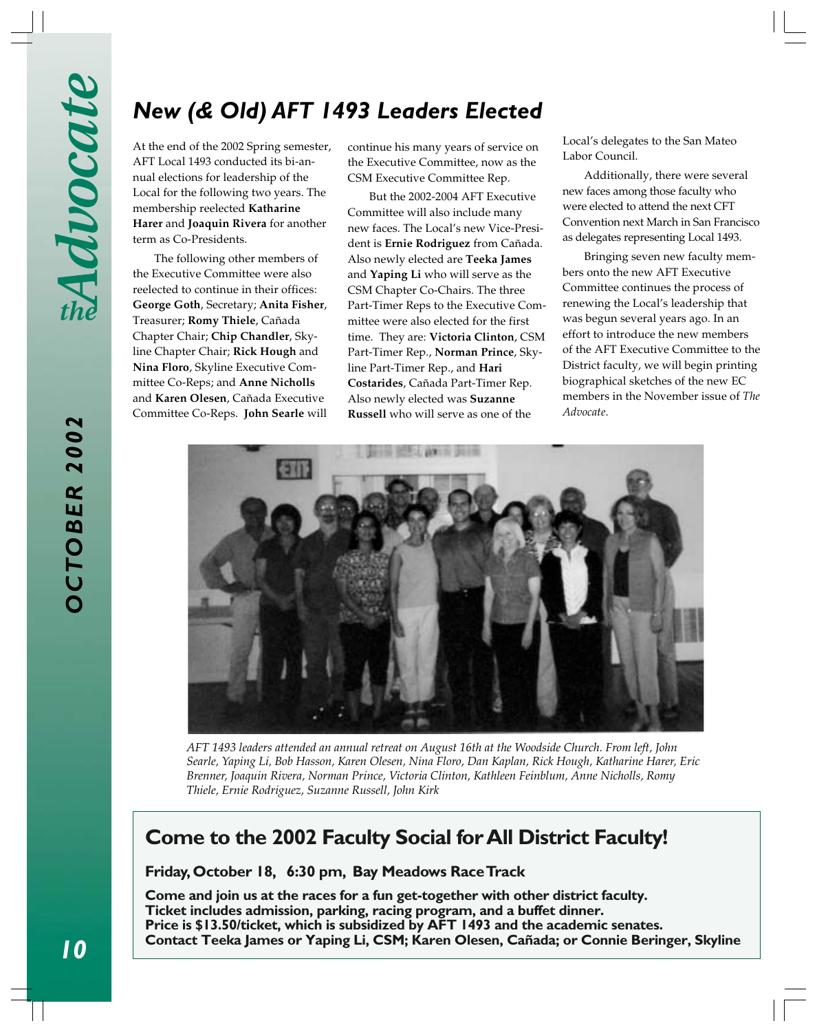# New (& Old) AFT 1493 Leaders Elected

At the end of the 2002 Spring semester, AFT Local 1493 conducted its bi-annual elections for leadership of the Local for the following two years. The membership reelected **Katharine Harer** and **Joaquin Rivera** for another term as Co-Presidents.

The following other members of the Executive Committee were also reelected to continue in their offices: **George Goth**, Secretary; **Anita Fisher**, Treasurer; **Romy Thiele**, Cañada Chapter Chair; **Chip Chandler**, Skyline Chapter Chair; **Rick Hough** and **Nina Floro**, Skyline Executive Committee Co-Reps; and **Anne Nicholls** and **Karen Olesen**, Cañada Executive Committee Co-Reps. **John Searle** will continue his many years of service on the Executive Committee, now as the CSM Executive Committee Rep.

But the 2002-2004 AFT Executive Committee will also include many new faces. The Local's new Vice-President is **Ernie Rodriguez** from Cañada. Also newly elected are **Teeka James** and **Yaping Li** who will serve as the CSM Chapter Co-Chairs. The three Part-Timer Reps to the Executive Committee were also elected for the first time. They are: **Victoria Clinton**, CSM Part-Timer Rep., **Norman Prince**, Skyline Part-Timer Rep., and **Hari Costarides**, Cañada Part-Timer Rep. Also newly elected was **Suzanne Russell** who will serve as one of the Local's delegates to the San Mateo Labor Council.

Additionally, there were several new faces among those faculty who were elected to attend the next CFT Convention next March in San Francisco as delegates representing Local 1493.

Bringing seven new faculty members onto the new AFT Executive Committee continues the process of renewing the Local's leadership that was begun several years ago. In an effort to introduce the new members of the AFT Executive Committee to the District faculty, we will begin printing biographical sketches of the new EC members in the November issue of *The Advocate*.

*AFT 1493 leaders attended an annual retreat on August 16th at the Woodside Church. From left, John Searle, Yaping Li, Bob Hasson, Karen Olesen, Nina Floro, Dan Kaplan, Rick Hough, Katharine Harer, Eric Brenner, Joaquin Rivera, Norman Prince, Victoria Clinton, Kathleen Feinblum, Anne Nicholls, Romy Thiele, Ernie Rodriguez, Suzanne Russell, John Kirk*

## Come to the 2002 Faculty Social for All District Faculty!

**Friday, October 18, 6:30 pm, Bay Meadows Race Track**

**Come and join us at the races for a fun get-together with other district faculty.**
**Ticket includes admission, parking, racing program, and a buffet dinner.**
**Price is $13.50/ticket, which is subsidized by AFT 1493 and the academic senates.**
**Contact Teeka James or Yaping Li, CSM; Karen Olesen, Cañada; or Connie Beringer, Skyline**